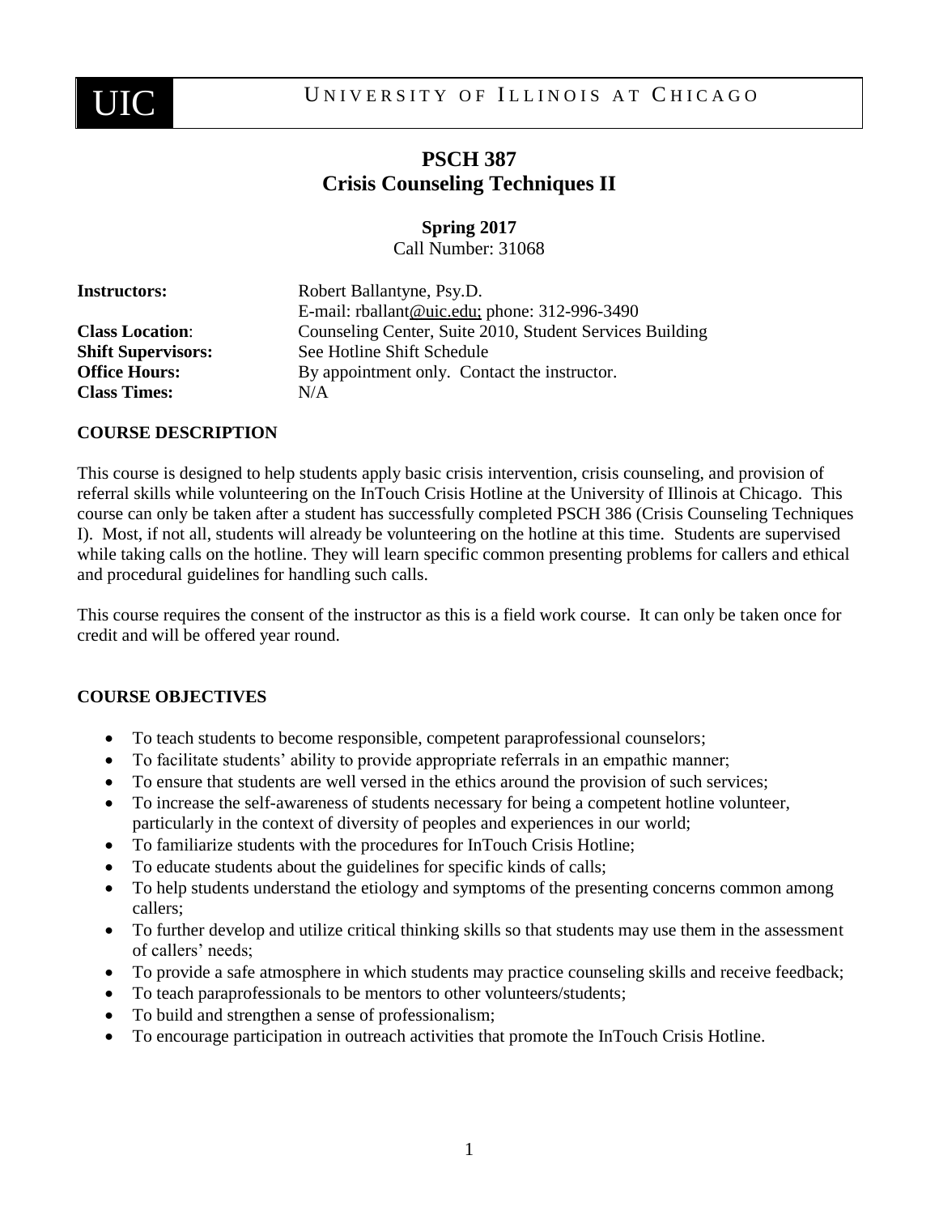UIC UNIVERSITY OF ILLINOIS AT CHICAGO

# PSCH 387
# Crisis Counseling Techniques II

**Spring 2017**
Call Number: 31068

| | |
|---|---|
| **Instructors:** | Robert Ballantyne, Psy.D. |
| | E-mail: rballant@uic.edu; phone: 312-996-3490 |
| **Class Location**: | Counseling Center, Suite 2010, Student Services Building |
| **Shift Supervisors:** | See Hotline Shift Schedule |
| **Office Hours:** | By appointment only. Contact the instructor. |
| **Class Times:** | N/A |

## COURSE DESCRIPTION

This course is designed to help students apply basic crisis intervention, crisis counseling, and provision of referral skills while volunteering on the InTouch Crisis Hotline at the University of Illinois at Chicago. This course can only be taken after a student has successfully completed PSCH 386 (Crisis Counseling Techniques I). Most, if not all, students will already be volunteering on the hotline at this time. Students are supervised while taking calls on the hotline. They will learn specific common presenting problems for callers and ethical and procedural guidelines for handling such calls.

This course requires the consent of the instructor as this is a field work course. It can only be taken once for credit and will be offered year round.

## COURSE OBJECTIVES

- To teach students to become responsible, competent paraprofessional counselors;
- To facilitate students' ability to provide appropriate referrals in an empathic manner;
- To ensure that students are well versed in the ethics around the provision of such services;
- To increase the self-awareness of students necessary for being a competent hotline volunteer, particularly in the context of diversity of peoples and experiences in our world;
- To familiarize students with the procedures for InTouch Crisis Hotline;
- To educate students about the guidelines for specific kinds of calls;
- To help students understand the etiology and symptoms of the presenting concerns common among callers;
- To further develop and utilize critical thinking skills so that students may use them in the assessment of callers' needs;
- To provide a safe atmosphere in which students may practice counseling skills and receive feedback;
- To teach paraprofessionals to be mentors to other volunteers/students;
- To build and strengthen a sense of professionalism;
- To encourage participation in outreach activities that promote the InTouch Crisis Hotline.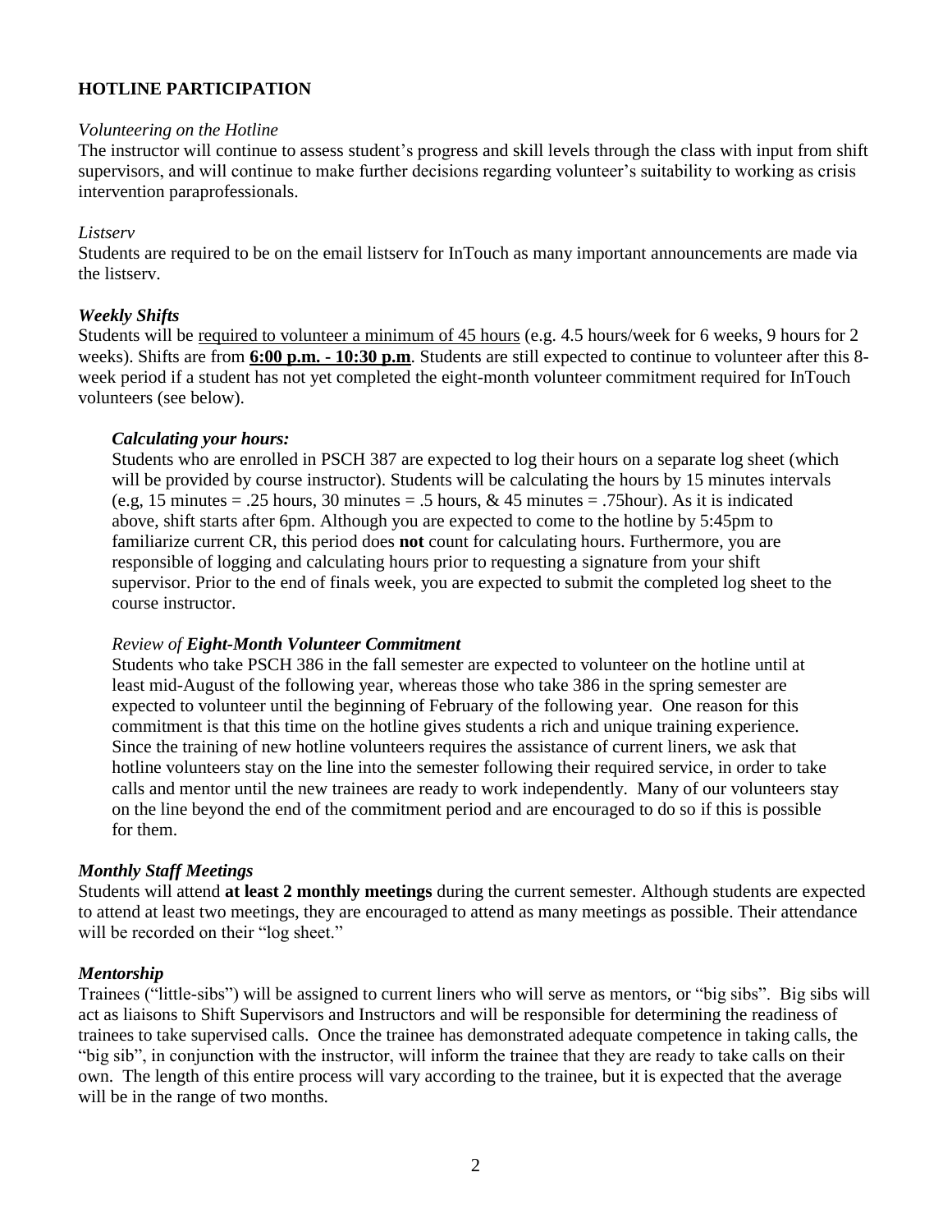## HOTLINE PARTICIPATION

*Volunteering on the Hotline*

The instructor will continue to assess student's progress and skill levels through the class with input from shift supervisors, and will continue to make further decisions regarding volunteer's suitability to working as crisis intervention paraprofessionals.

*Listserv*

Students are required to be on the email listserv for InTouch as many important announcements are made via the listserv.

***Weekly Shifts***

Students will be required to volunteer a minimum of 45 hours (e.g. 4.5 hours/week for 6 weeks, 9 hours for 2 weeks). Shifts are from **6:00 p.m. - 10:30 p.m**. Students are still expected to continue to volunteer after this 8-week period if a student has not yet completed the eight-month volunteer commitment required for InTouch volunteers (see below).

***Calculating your hours:***

Students who are enrolled in PSCH 387 are expected to log their hours on a separate log sheet (which will be provided by course instructor). Students will be calculating the hours by 15 minutes intervals (e.g, 15 minutes = .25 hours, 30 minutes = .5 hours, & 45 minutes = .75hour). As it is indicated above, shift starts after 6pm. Although you are expected to come to the hotline by 5:45pm to familiarize current CR, this period does **not** count for calculating hours. Furthermore, you are responsible of logging and calculating hours prior to requesting a signature from your shift supervisor. Prior to the end of finals week, you are expected to submit the completed log sheet to the course instructor.

*Review of* ***Eight-Month Volunteer Commitment***

Students who take PSCH 386 in the fall semester are expected to volunteer on the hotline until at least mid-August of the following year, whereas those who take 386 in the spring semester are expected to volunteer until the beginning of February of the following year. One reason for this commitment is that this time on the hotline gives students a rich and unique training experience. Since the training of new hotline volunteers requires the assistance of current liners, we ask that hotline volunteers stay on the line into the semester following their required service, in order to take calls and mentor until the new trainees are ready to work independently. Many of our volunteers stay on the line beyond the end of the commitment period and are encouraged to do so if this is possible for them.

***Monthly Staff Meetings***

Students will attend **at least 2 monthly meetings** during the current semester. Although students are expected to attend at least two meetings, they are encouraged to attend as many meetings as possible. Their attendance will be recorded on their "log sheet."

***Mentorship***

Trainees ("little-sibs") will be assigned to current liners who will serve as mentors, or "big sibs". Big sibs will act as liaisons to Shift Supervisors and Instructors and will be responsible for determining the readiness of trainees to take supervised calls. Once the trainee has demonstrated adequate competence in taking calls, the "big sib", in conjunction with the instructor, will inform the trainee that they are ready to take calls on their own. The length of this entire process will vary according to the trainee, but it is expected that the average will be in the range of two months.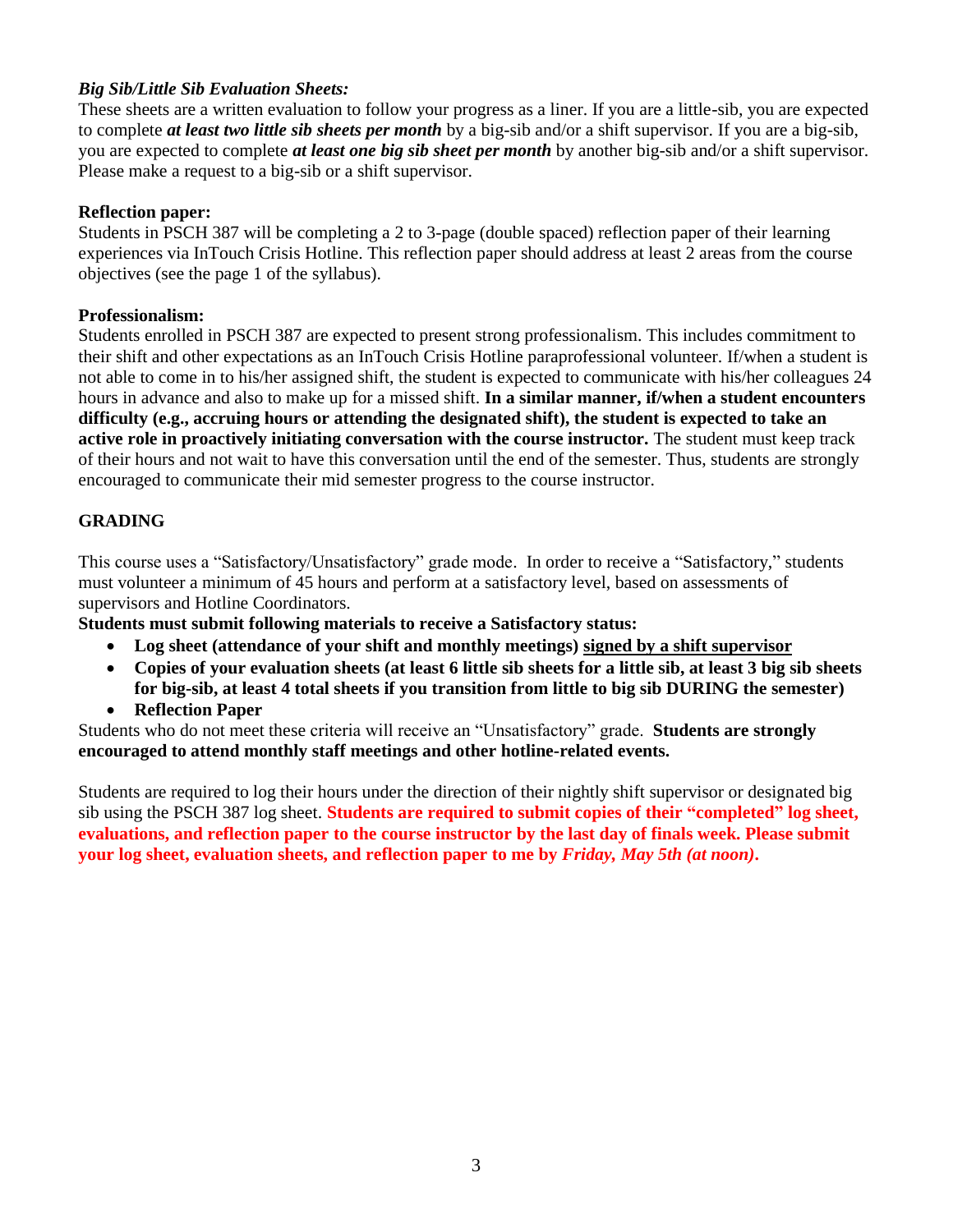***Big Sib/Little Sib Evaluation Sheets:***
These sheets are a written evaluation to follow your progress as a liner. If you are a little-sib, you are expected to complete ***at least two little sib sheets per month*** by a big-sib and/or a shift supervisor. If you are a big-sib, you are expected to complete ***at least one big sib sheet per month*** by another big-sib and/or a shift supervisor. Please make a request to a big-sib or a shift supervisor.

**Reflection paper:**
Students in PSCH 387 will be completing a 2 to 3-page (double spaced) reflection paper of their learning experiences via InTouch Crisis Hotline. This reflection paper should address at least 2 areas from the course objectives (see the page 1 of the syllabus).

**Professionalism:**
Students enrolled in PSCH 387 are expected to present strong professionalism. This includes commitment to their shift and other expectations as an InTouch Crisis Hotline paraprofessional volunteer. If/when a student is not able to come in to his/her assigned shift, the student is expected to communicate with his/her colleagues 24 hours in advance and also to make up for a missed shift. **In a similar manner, if/when a student encounters difficulty (e.g., accruing hours or attending the designated shift), the student is expected to take an active role in proactively initiating conversation with the course instructor.** The student must keep track of their hours and not wait to have this conversation until the end of the semester. Thus, students are strongly encouraged to communicate their mid semester progress to the course instructor.

## GRADING

This course uses a "Satisfactory/Unsatisfactory" grade mode. In order to receive a "Satisfactory," students must volunteer a minimum of 45 hours and perform at a satisfactory level, based on assessments of supervisors and Hotline Coordinators.

**Students must submit following materials to receive a Satisfactory status:**

- **Log sheet (attendance of your shift and monthly meetings) <u>signed by a shift supervisor</u>**
- **Copies of your evaluation sheets (at least 6 little sib sheets for a little sib, at least 3 big sib sheets for big-sib, at least 4 total sheets if you transition from little to big sib DURING the semester)**
- **Reflection Paper**

Students who do not meet these criteria will receive an "Unsatisfactory" grade. **Students are strongly encouraged to attend monthly staff meetings and other hotline-related events.**

Students are required to log their hours under the direction of their nightly shift supervisor or designated big sib using the PSCH 387 log sheet. **Students are required to submit copies of their "completed" log sheet, evaluations, and reflection paper to the course instructor by the last day of finals week. Please submit your log sheet, evaluation sheets, and reflection paper to me by *Friday, May 5th (at noon)*.**